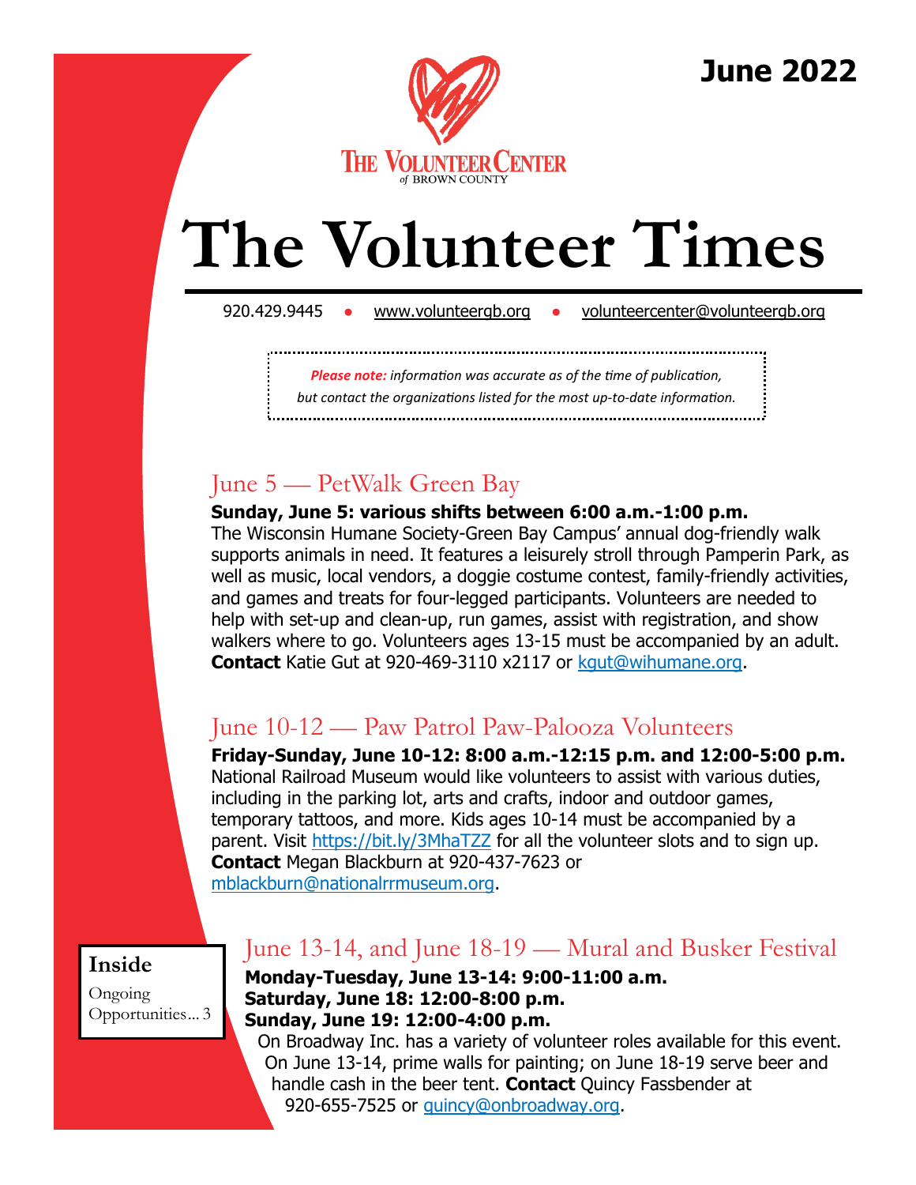June 2022

THE VOLUNTEER CENTER
of BROWN COUNTY

# The Volunteer Times

920.429.9445 ● www.volunteergb.org ● volunteercenter@volunteergb.org

***Please note:*** *information was accurate as of the time of publication, but contact the organizations listed for the most up-to-date information.*

## June 5 — PetWalk Green Bay

**Sunday, June 5: various shifts between 6:00 a.m.-1:00 p.m.**
The Wisconsin Humane Society-Green Bay Campus' annual dog-friendly walk supports animals in need. It features a leisurely stroll through Pamperin Park, as well as music, local vendors, a doggie costume contest, family-friendly activities, and games and treats for four-legged participants. Volunteers are needed to help with set-up and clean-up, run games, assist with registration, and show walkers where to go. Volunteers ages 13-15 must be accompanied by an adult. **Contact** Katie Gut at 920-469-3110 x2117 or kgut@wihumane.org.

## June 10-12 — Paw Patrol Paw-Palooza Volunteers

**Friday-Sunday, June 10-12: 8:00 a.m.-12:15 p.m. and 12:00-5:00 p.m.**
National Railroad Museum would like volunteers to assist with various duties, including in the parking lot, arts and crafts, indoor and outdoor games, temporary tattoos, and more. Kids ages 10-14 must be accompanied by a parent. Visit https://bit.ly/3MhaTZZ for all the volunteer slots and to sign up. **Contact** Megan Blackburn at 920-437-7623 or mblackburn@nationalrrmuseum.org.

**Inside**
Ongoing Opportunities... 3

## June 13-14, and June 18-19 — Mural and Busker Festival

**Monday-Tuesday, June 13-14: 9:00-11:00 a.m.**
**Saturday, June 18: 12:00-8:00 p.m.**
**Sunday, June 19: 12:00-4:00 p.m.**
On Broadway Inc. has a variety of volunteer roles available for this event. On June 13-14, prime walls for painting; on June 18-19 serve beer and handle cash in the beer tent. **Contact** Quincy Fassbender at 920-655-7525 or quincy@onbroadway.org.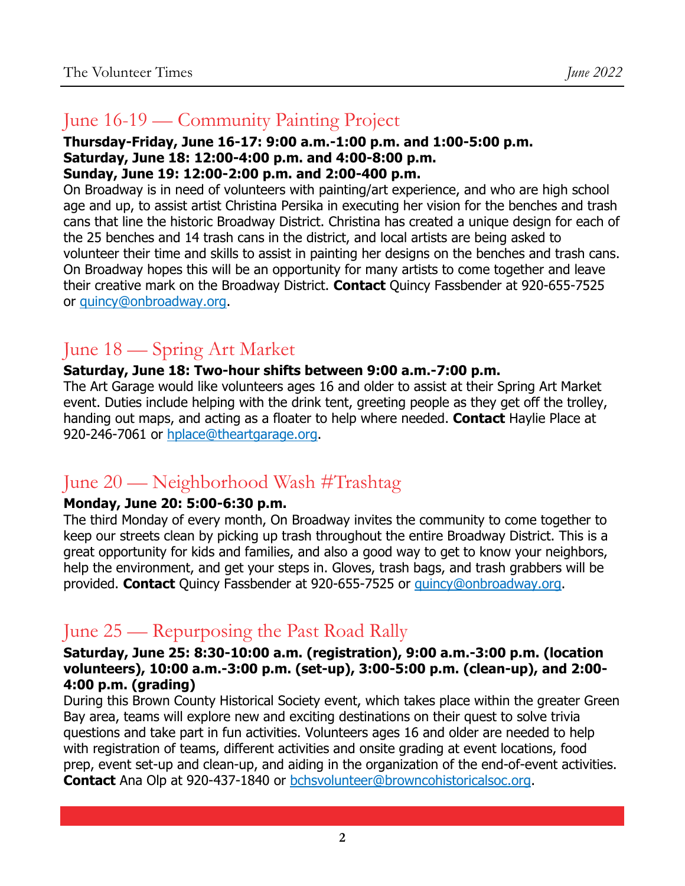## June 16-19 — Community Painting Project

**Thursday-Friday, June 16-17: 9:00 a.m.-1:00 p.m. and 1:00-5:00 p.m.**
**Saturday, June 18: 12:00-4:00 p.m. and 4:00-8:00 p.m.**
**Sunday, June 19: 12:00-2:00 p.m. and 2:00-400 p.m.**

On Broadway is in need of volunteers with painting/art experience, and who are high school age and up, to assist artist Christina Persika in executing her vision for the benches and trash cans that line the historic Broadway District. Christina has created a unique design for each of the 25 benches and 14 trash cans in the district, and local artists are being asked to volunteer their time and skills to assist in painting her designs on the benches and trash cans. On Broadway hopes this will be an opportunity for many artists to come together and leave their creative mark on the Broadway District. **Contact** Quincy Fassbender at 920-655-7525 or quincy@onbroadway.org.

## June 18 — Spring Art Market

**Saturday, June 18: Two-hour shifts between 9:00 a.m.-7:00 p.m.**

The Art Garage would like volunteers ages 16 and older to assist at their Spring Art Market event. Duties include helping with the drink tent, greeting people as they get off the trolley, handing out maps, and acting as a floater to help where needed. **Contact** Haylie Place at 920-246-7061 or hplace@theartgarage.org.

## June 20 — Neighborhood Wash #Trashtag

**Monday, June 20: 5:00-6:30 p.m.**

The third Monday of every month, On Broadway invites the community to come together to keep our streets clean by picking up trash throughout the entire Broadway District. This is a great opportunity for kids and families, and also a good way to get to know your neighbors, help the environment, and get your steps in. Gloves, trash bags, and trash grabbers will be provided. **Contact** Quincy Fassbender at 920-655-7525 or quincy@onbroadway.org.

## June 25 — Repurposing the Past Road Rally

**Saturday, June 25: 8:30-10:00 a.m. (registration), 9:00 a.m.-3:00 p.m. (location volunteers), 10:00 a.m.-3:00 p.m. (set-up), 3:00-5:00 p.m. (clean-up), and 2:00-4:00 p.m. (grading)**

During this Brown County Historical Society event, which takes place within the greater Green Bay area, teams will explore new and exciting destinations on their quest to solve trivia questions and take part in fun activities. Volunteers ages 16 and older are needed to help with registration of teams, different activities and onsite grading at event locations, food prep, event set-up and clean-up, and aiding in the organization of the end-of-event activities. **Contact** Ana Olp at 920-437-1840 or bchsvolunteer@browncohistoricalsoc.org.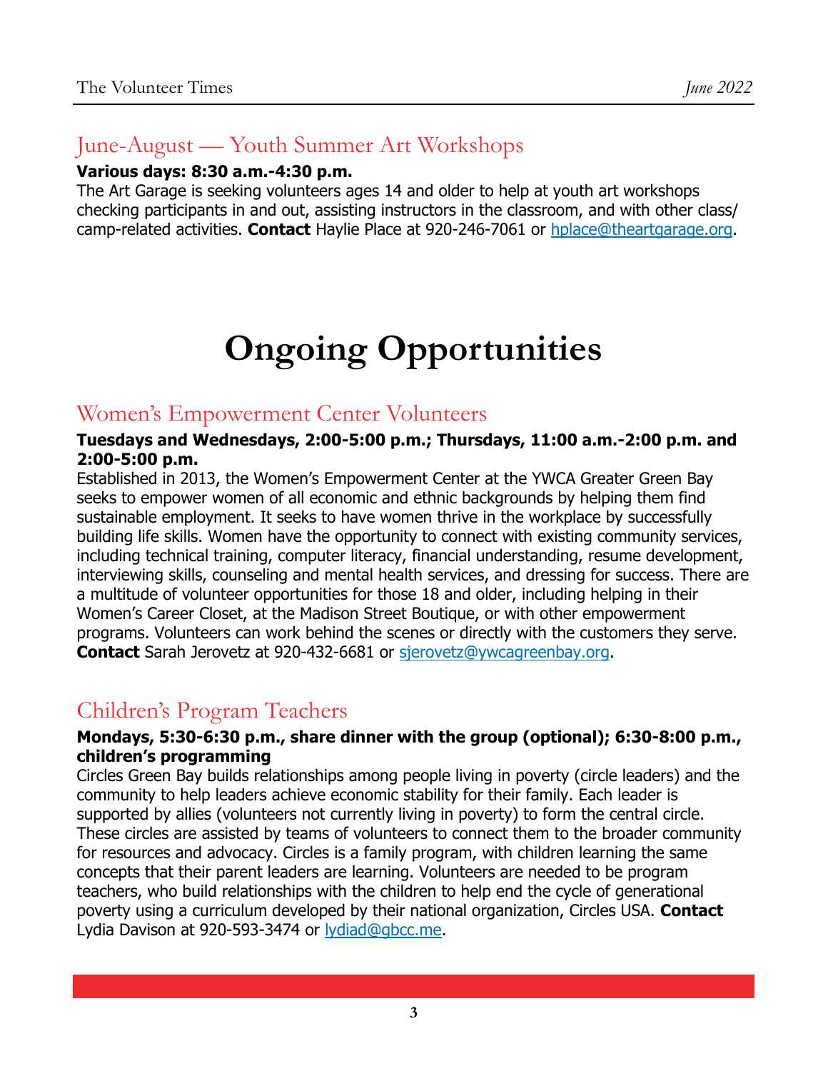## June-August — Youth Summer Art Workshops

**Various days: 8:30 a.m.-4:30 p.m.**

The Art Garage is seeking volunteers ages 14 and older to help at youth art workshops checking participants in and out, assisting instructors in the classroom, and with other class/camp-related activities. **Contact** Haylie Place at 920-246-7061 or hplace@theartgarage.org.

# Ongoing Opportunities

## Women's Empowerment Center Volunteers

**Tuesdays and Wednesdays, 2:00-5:00 p.m.; Thursdays, 11:00 a.m.-2:00 p.m. and 2:00-5:00 p.m.**

Established in 2013, the Women's Empowerment Center at the YWCA Greater Green Bay seeks to empower women of all economic and ethnic backgrounds by helping them find sustainable employment. It seeks to have women thrive in the workplace by successfully building life skills. Women have the opportunity to connect with existing community services, including technical training, computer literacy, financial understanding, resume development, interviewing skills, counseling and mental health services, and dressing for success. There are a multitude of volunteer opportunities for those 18 and older, including helping in their Women's Career Closet, at the Madison Street Boutique, or with other empowerment programs. Volunteers can work behind the scenes or directly with the customers they serve. **Contact** Sarah Jerovetz at 920-432-6681 or sjerovetz@ywcagreenbay.org.

## Children's Program Teachers

**Mondays, 5:30-6:30 p.m., share dinner with the group (optional); 6:30-8:00 p.m., children's programming**

Circles Green Bay builds relationships among people living in poverty (circle leaders) and the community to help leaders achieve economic stability for their family. Each leader is supported by allies (volunteers not currently living in poverty) to form the central circle. These circles are assisted by teams of volunteers to connect them to the broader community for resources and advocacy. Circles is a family program, with children learning the same concepts that their parent leaders are learning. Volunteers are needed to be program teachers, who build relationships with the children to help end the cycle of generational poverty using a curriculum developed by their national organization, Circles USA. **Contact** Lydia Davison at 920-593-3474 or lydiad@gbcc.me.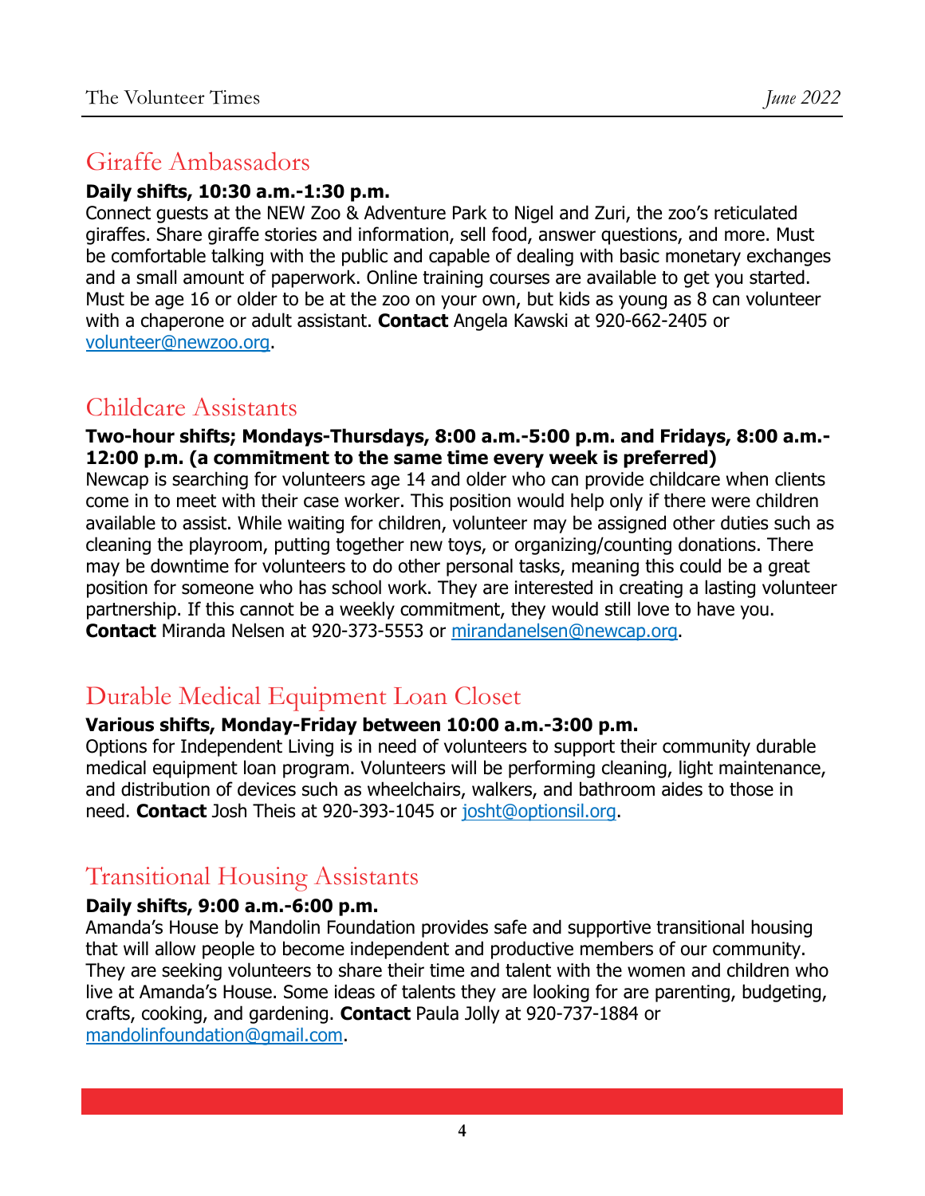## Giraffe Ambassadors

**Daily shifts, 10:30 a.m.-1:30 p.m.**
Connect guests at the NEW Zoo & Adventure Park to Nigel and Zuri, the zoo's reticulated giraffes. Share giraffe stories and information, sell food, answer questions, and more. Must be comfortable talking with the public and capable of dealing with basic monetary exchanges and a small amount of paperwork. Online training courses are available to get you started. Must be age 16 or older to be at the zoo on your own, but kids as young as 8 can volunteer with a chaperone or adult assistant. **Contact** Angela Kawski at 920-662-2405 or volunteer@newzoo.org.

## Childcare Assistants

**Two-hour shifts; Mondays-Thursdays, 8:00 a.m.-5:00 p.m. and Fridays, 8:00 a.m.-12:00 p.m. (a commitment to the same time every week is preferred)**
Newcap is searching for volunteers age 14 and older who can provide childcare when clients come in to meet with their case worker. This position would help only if there were children available to assist. While waiting for children, volunteer may be assigned other duties such as cleaning the playroom, putting together new toys, or organizing/counting donations. There may be downtime for volunteers to do other personal tasks, meaning this could be a great position for someone who has school work. They are interested in creating a lasting volunteer partnership. If this cannot be a weekly commitment, they would still love to have you. **Contact** Miranda Nelsen at 920-373-5553 or mirandanelsen@newcap.org.

## Durable Medical Equipment Loan Closet

**Various shifts, Monday-Friday between 10:00 a.m.-3:00 p.m.**
Options for Independent Living is in need of volunteers to support their community durable medical equipment loan program. Volunteers will be performing cleaning, light maintenance, and distribution of devices such as wheelchairs, walkers, and bathroom aides to those in need. **Contact** Josh Theis at 920-393-1045 or josht@optionsil.org.

## Transitional Housing Assistants

**Daily shifts, 9:00 a.m.-6:00 p.m.**
Amanda's House by Mandolin Foundation provides safe and supportive transitional housing that will allow people to become independent and productive members of our community. They are seeking volunteers to share their time and talent with the women and children who live at Amanda's House. Some ideas of talents they are looking for are parenting, budgeting, crafts, cooking, and gardening. **Contact** Paula Jolly at 920-737-1884 or mandolinfoundation@gmail.com.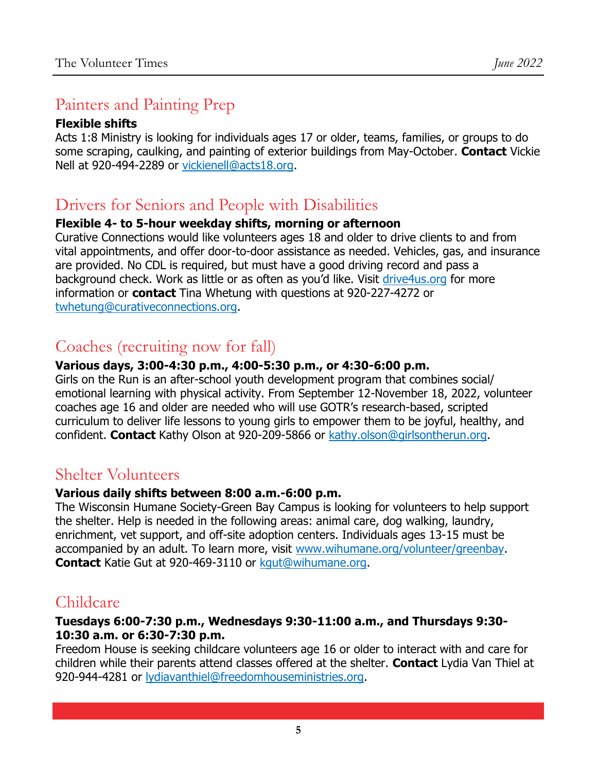## Painters and Painting Prep

**Flexible shifts**

Acts 1:8 Ministry is looking for individuals ages 17 or older, teams, families, or groups to do some scraping, caulking, and painting of exterior buildings from May-October. **Contact** Vickie Nell at 920-494-2289 or vickienell@acts18.org.

## Drivers for Seniors and People with Disabilities

**Flexible 4- to 5-hour weekday shifts, morning or afternoon**

Curative Connections would like volunteers ages 18 and older to drive clients to and from vital appointments, and offer door-to-door assistance as needed. Vehicles, gas, and insurance are provided. No CDL is required, but must have a good driving record and pass a background check. Work as little or as often as you'd like. Visit drive4us.org for more information or **contact** Tina Whetung with questions at 920-227-4272 or twhetung@curativeconnections.org.

## Coaches (recruiting now for fall)

**Various days, 3:00-4:30 p.m., 4:00-5:30 p.m., or 4:30-6:00 p.m.**

Girls on the Run is an after-school youth development program that combines social/emotional learning with physical activity. From September 12-November 18, 2022, volunteer coaches age 16 and older are needed who will use GOTR's research-based, scripted curriculum to deliver life lessons to young girls to empower them to be joyful, healthy, and confident. **Contact** Kathy Olson at 920-209-5866 or kathy.olson@girlsontherun.org.

## Shelter Volunteers

**Various daily shifts between 8:00 a.m.-6:00 p.m.**

The Wisconsin Humane Society-Green Bay Campus is looking for volunteers to help support the shelter. Help is needed in the following areas: animal care, dog walking, laundry, enrichment, vet support, and off-site adoption centers. Individuals ages 13-15 must be accompanied by an adult. To learn more, visit www.wihumane.org/volunteer/greenbay. **Contact** Katie Gut at 920-469-3110 or kgut@wihumane.org.

## Childcare

**Tuesdays 6:00-7:30 p.m., Wednesdays 9:30-11:00 a.m., and Thursdays 9:30-10:30 a.m. or 6:30-7:30 p.m.**

Freedom House is seeking childcare volunteers age 16 or older to interact with and care for children while their parents attend classes offered at the shelter. **Contact** Lydia Van Thiel at 920-944-4281 or lydiavanthiel@freedomhouseministries.org.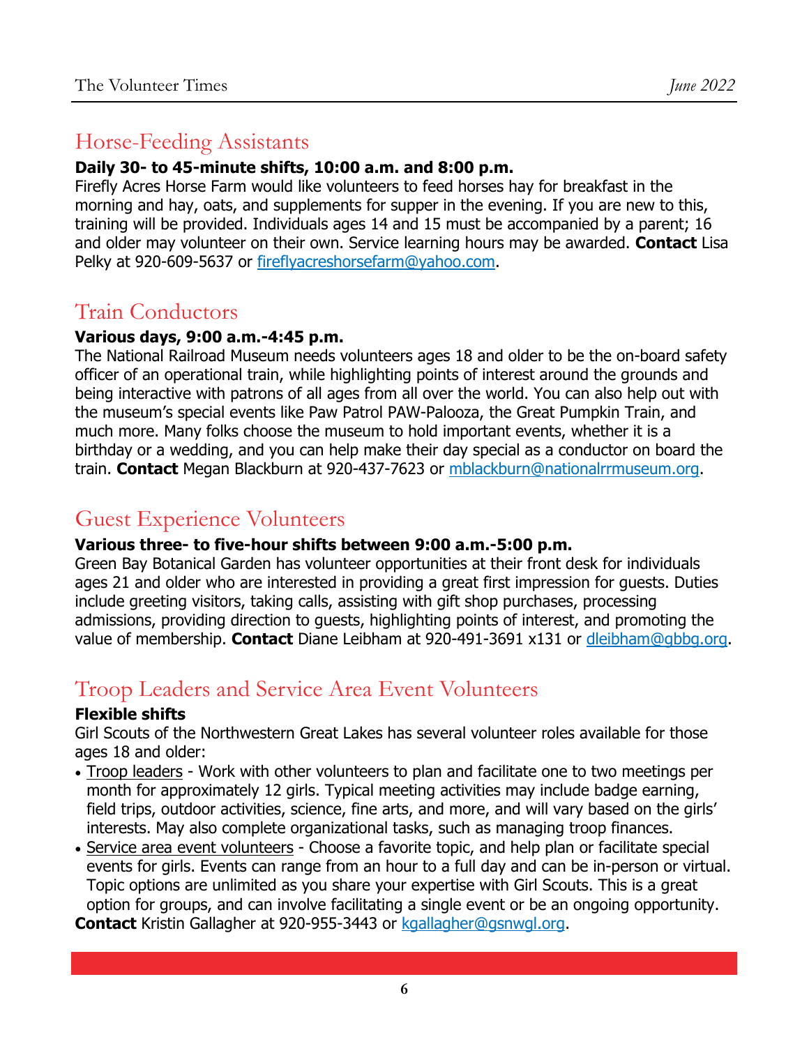## Horse-Feeding Assistants

**Daily 30- to 45-minute shifts, 10:00 a.m. and 8:00 p.m.**
Firefly Acres Horse Farm would like volunteers to feed horses hay for breakfast in the morning and hay, oats, and supplements for supper in the evening. If you are new to this, training will be provided. Individuals ages 14 and 15 must be accompanied by a parent; 16 and older may volunteer on their own. Service learning hours may be awarded. **Contact** Lisa Pelky at 920-609-5637 or fireflyacreshorsefarm@yahoo.com.

## Train Conductors

**Various days, 9:00 a.m.-4:45 p.m.**
The National Railroad Museum needs volunteers ages 18 and older to be the on-board safety officer of an operational train, while highlighting points of interest around the grounds and being interactive with patrons of all ages from all over the world. You can also help out with the museum's special events like Paw Patrol PAW-Palooza, the Great Pumpkin Train, and much more. Many folks choose the museum to hold important events, whether it is a birthday or a wedding, and you can help make their day special as a conductor on board the train. **Contact** Megan Blackburn at 920-437-7623 or mblackburn@nationalrrmuseum.org.

## Guest Experience Volunteers

**Various three- to five-hour shifts between 9:00 a.m.-5:00 p.m.**
Green Bay Botanical Garden has volunteer opportunities at their front desk for individuals ages 21 and older who are interested in providing a great first impression for guests. Duties include greeting visitors, taking calls, assisting with gift shop purchases, processing admissions, providing direction to guests, highlighting points of interest, and promoting the value of membership. **Contact** Diane Leibham at 920-491-3691 x131 or dleibham@gbbg.org.

## Troop Leaders and Service Area Event Volunteers

**Flexible shifts**
Girl Scouts of the Northwestern Great Lakes has several volunteer roles available for those ages 18 and older:

- Troop leaders - Work with other volunteers to plan and facilitate one to two meetings per month for approximately 12 girls. Typical meeting activities may include badge earning, field trips, outdoor activities, science, fine arts, and more, and will vary based on the girls' interests. May also complete organizational tasks, such as managing troop finances.
- Service area event volunteers - Choose a favorite topic, and help plan or facilitate special events for girls. Events can range from an hour to a full day and can be in-person or virtual. Topic options are unlimited as you share your expertise with Girl Scouts. This is a great option for groups, and can involve facilitating a single event or be an ongoing opportunity.

**Contact** Kristin Gallagher at 920-955-3443 or kgallagher@gsnwgl.org.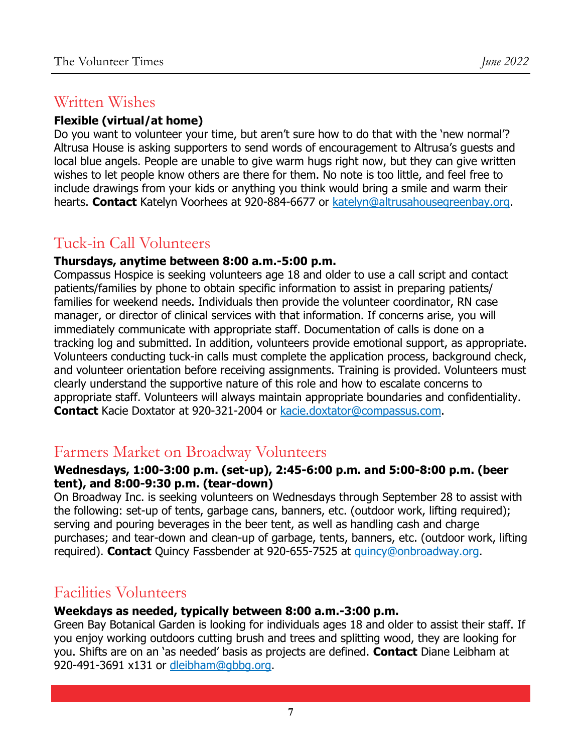## Written Wishes

**Flexible (virtual/at home)**

Do you want to volunteer your time, but aren't sure how to do that with the 'new normal'? Altrusa House is asking supporters to send words of encouragement to Altrusa's guests and local blue angels. People are unable to give warm hugs right now, but they can give written wishes to let people know others are there for them. No note is too little, and feel free to include drawings from your kids or anything you think would bring a smile and warm their hearts. **Contact** Katelyn Voorhees at 920-884-6677 or katelyn@altrusahousegreenbay.org.

## Tuck-in Call Volunteers

**Thursdays, anytime between 8:00 a.m.-5:00 p.m.**

Compassus Hospice is seeking volunteers age 18 and older to use a call script and contact patients/families by phone to obtain specific information to assist in preparing patients/ families for weekend needs. Individuals then provide the volunteer coordinator, RN case manager, or director of clinical services with that information. If concerns arise, you will immediately communicate with appropriate staff. Documentation of calls is done on a tracking log and submitted. In addition, volunteers provide emotional support, as appropriate. Volunteers conducting tuck-in calls must complete the application process, background check, and volunteer orientation before receiving assignments. Training is provided. Volunteers must clearly understand the supportive nature of this role and how to escalate concerns to appropriate staff. Volunteers will always maintain appropriate boundaries and confidentiality. **Contact** Kacie Doxtator at 920-321-2004 or kacie.doxtator@compassus.com.

## Farmers Market on Broadway Volunteers

**Wednesdays, 1:00-3:00 p.m. (set-up), 2:45-6:00 p.m. and 5:00-8:00 p.m. (beer tent), and 8:00-9:30 p.m. (tear-down)**

On Broadway Inc. is seeking volunteers on Wednesdays through September 28 to assist with the following: set-up of tents, garbage cans, banners, etc. (outdoor work, lifting required); serving and pouring beverages in the beer tent, as well as handling cash and charge purchases; and tear-down and clean-up of garbage, tents, banners, etc. (outdoor work, lifting required). **Contact** Quincy Fassbender at 920-655-7525 at quincy@onbroadway.org.

## Facilities Volunteers

**Weekdays as needed, typically between 8:00 a.m.-3:00 p.m.**

Green Bay Botanical Garden is looking for individuals ages 18 and older to assist their staff. If you enjoy working outdoors cutting brush and trees and splitting wood, they are looking for you. Shifts are on an 'as needed' basis as projects are defined. **Contact** Diane Leibham at 920-491-3691 x131 or dleibham@gbbg.org.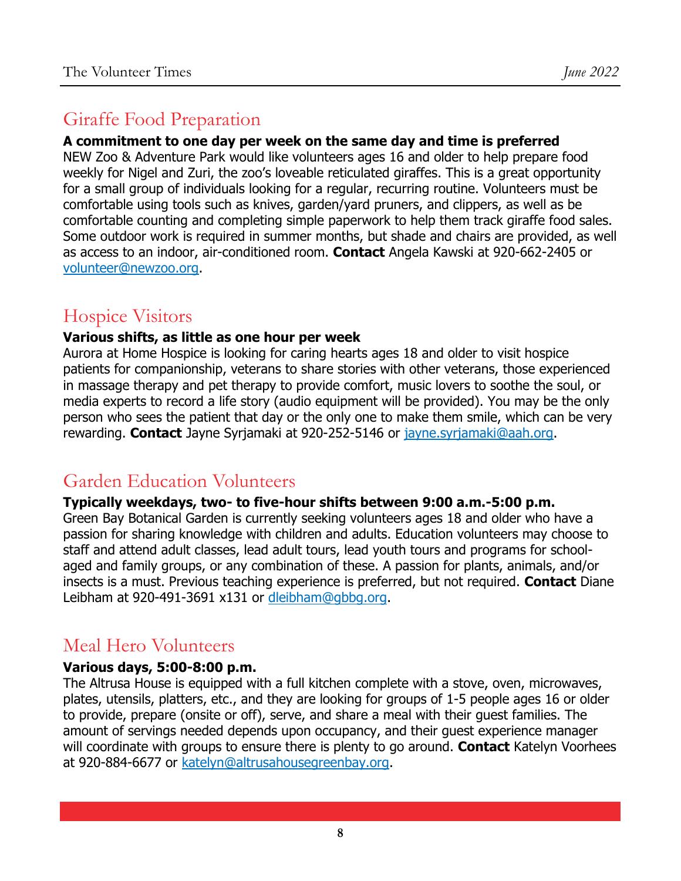## Giraffe Food Preparation

**A commitment to one day per week on the same day and time is preferred**

NEW Zoo & Adventure Park would like volunteers ages 16 and older to help prepare food weekly for Nigel and Zuri, the zoo's loveable reticulated giraffes. This is a great opportunity for a small group of individuals looking for a regular, recurring routine. Volunteers must be comfortable using tools such as knives, garden/yard pruners, and clippers, as well as be comfortable counting and completing simple paperwork to help them track giraffe food sales. Some outdoor work is required in summer months, but shade and chairs are provided, as well as access to an indoor, air-conditioned room. **Contact** Angela Kawski at 920-662-2405 or volunteer@newzoo.org.

## Hospice Visitors

**Various shifts, as little as one hour per week**

Aurora at Home Hospice is looking for caring hearts ages 18 and older to visit hospice patients for companionship, veterans to share stories with other veterans, those experienced in massage therapy and pet therapy to provide comfort, music lovers to soothe the soul, or media experts to record a life story (audio equipment will be provided). You may be the only person who sees the patient that day or the only one to make them smile, which can be very rewarding. **Contact** Jayne Syrjamaki at 920-252-5146 or jayne.syrjamaki@aah.org.

## Garden Education Volunteers

**Typically weekdays, two- to five-hour shifts between 9:00 a.m.-5:00 p.m.**

Green Bay Botanical Garden is currently seeking volunteers ages 18 and older who have a passion for sharing knowledge with children and adults. Education volunteers may choose to staff and attend adult classes, lead adult tours, lead youth tours and programs for school-aged and family groups, or any combination of these. A passion for plants, animals, and/or insects is a must. Previous teaching experience is preferred, but not required. **Contact** Diane Leibham at 920-491-3691 x131 or dleibham@gbbg.org.

## Meal Hero Volunteers

**Various days, 5:00-8:00 p.m.**

The Altrusa House is equipped with a full kitchen complete with a stove, oven, microwaves, plates, utensils, platters, etc., and they are looking for groups of 1-5 people ages 16 or older to provide, prepare (onsite or off), serve, and share a meal with their guest families. The amount of servings needed depends upon occupancy, and their guest experience manager will coordinate with groups to ensure there is plenty to go around. **Contact** Katelyn Voorhees at 920-884-6677 or katelyn@altrusahousegreenbay.org.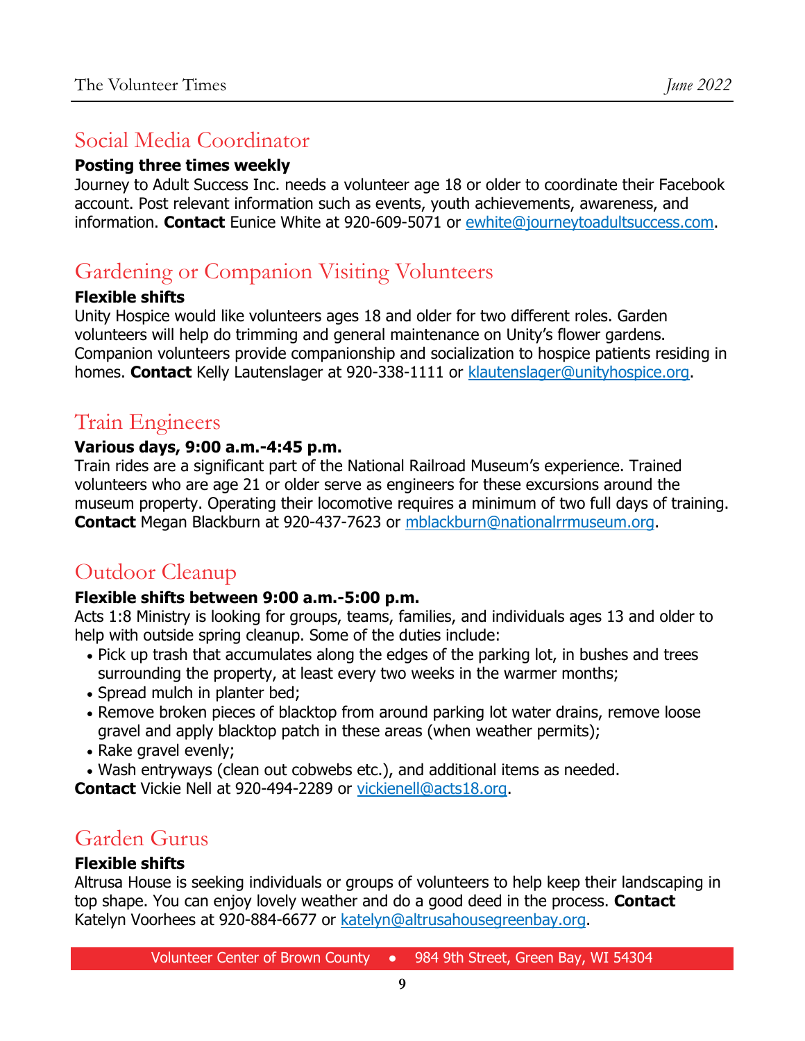## Social Media Coordinator

**Posting three times weekly**

Journey to Adult Success Inc. needs a volunteer age 18 or older to coordinate their Facebook account. Post relevant information such as events, youth achievements, awareness, and information. **Contact** Eunice White at 920-609-5071 or ewhite@journeytoadultsuccess.com.

## Gardening or Companion Visiting Volunteers

**Flexible shifts**

Unity Hospice would like volunteers ages 18 and older for two different roles. Garden volunteers will help do trimming and general maintenance on Unity's flower gardens. Companion volunteers provide companionship and socialization to hospice patients residing in homes. **Contact** Kelly Lautenslager at 920-338-1111 or klautenslager@unityhospice.org.

## Train Engineers

**Various days, 9:00 a.m.-4:45 p.m.**

Train rides are a significant part of the National Railroad Museum's experience. Trained volunteers who are age 21 or older serve as engineers for these excursions around the museum property. Operating their locomotive requires a minimum of two full days of training. **Contact** Megan Blackburn at 920-437-7623 or mblackburn@nationalrrmuseum.org.

## Outdoor Cleanup

**Flexible shifts between 9:00 a.m.-5:00 p.m.**

Acts 1:8 Ministry is looking for groups, teams, families, and individuals ages 13 and older to help with outside spring cleanup. Some of the duties include:

- Pick up trash that accumulates along the edges of the parking lot, in bushes and trees surrounding the property, at least every two weeks in the warmer months;
- Spread mulch in planter bed;
- Remove broken pieces of blacktop from around parking lot water drains, remove loose gravel and apply blacktop patch in these areas (when weather permits);
- Rake gravel evenly;
- Wash entryways (clean out cobwebs etc.), and additional items as needed.

**Contact** Vickie Nell at 920-494-2289 or vickienell@acts18.org.

## Garden Gurus

**Flexible shifts**

Altrusa House is seeking individuals or groups of volunteers to help keep their landscaping in top shape. You can enjoy lovely weather and do a good deed in the process. **Contact** Katelyn Voorhees at 920-884-6677 or katelyn@altrusahousegreenbay.org.

Volunteer Center of Brown County • 984 9th Street, Green Bay, WI 54304